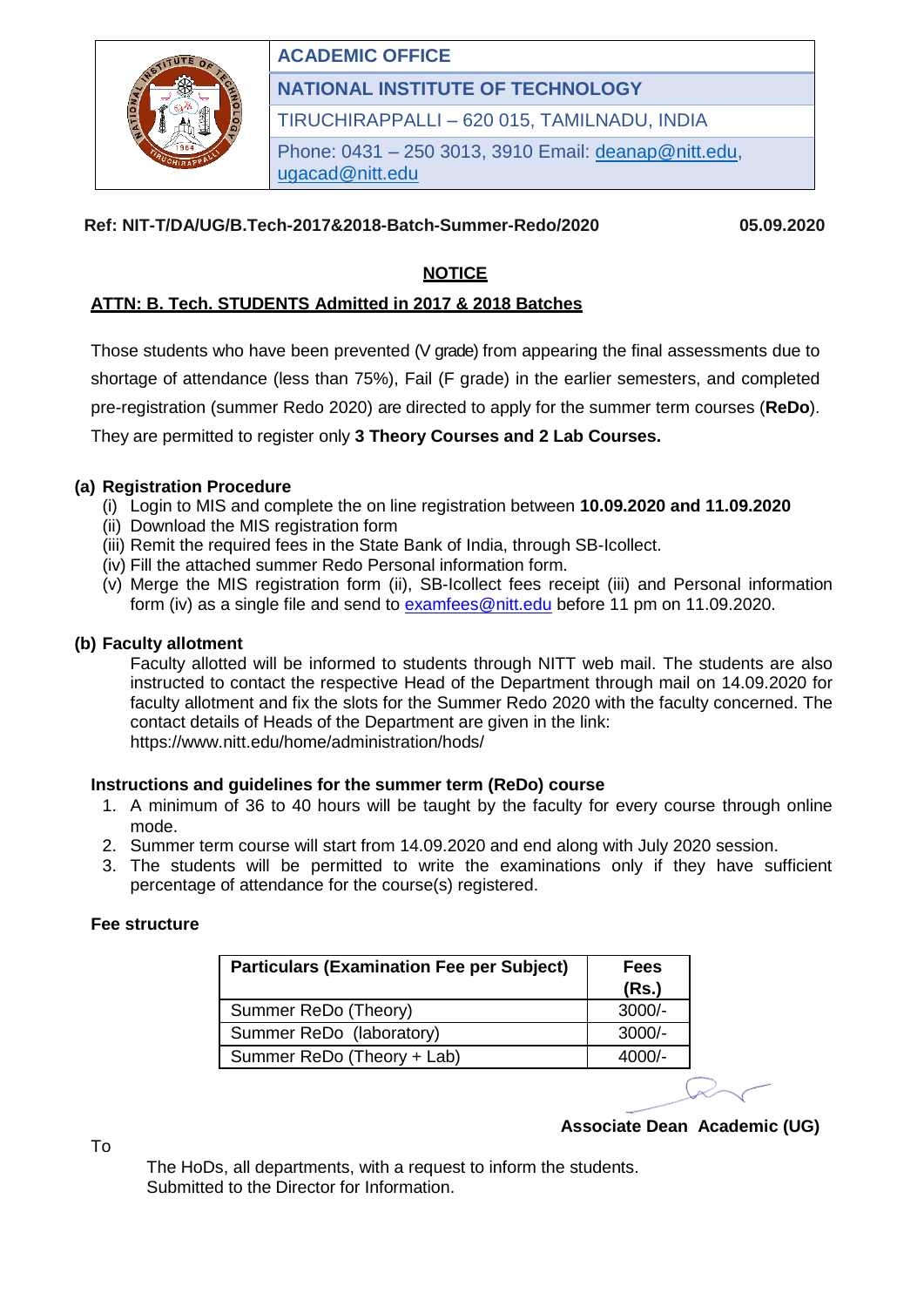**ACADEMIC OFFICE**

**NATIONAL INSTITUTE OF TECHNOLOGY**

TIRUCHIRAPPALLI – 620 015, TAMILNADU, INDIA

Phone: 0431 – 250 3013, 3910 Email: deanap@nitt.edu, ugacad@nitt.edu

**Ref: NIT-T/DA/UG/B.Tech-2017&2018-Batch-Summer-Redo/2020** **05.09.2020**

## NOTICE

**ATTN: B. Tech. STUDENTS Admitted in 2017 & 2018 Batches**

Those students who have been prevented (V grade) from appearing the final assessments due to shortage of attendance (less than 75%), Fail (F grade) in the earlier semesters, and completed pre-registration (summer Redo 2020) are directed to apply for the summer term courses (**ReDo**). They are permitted to register only **3 Theory Courses and 2 Lab Courses.**

### (a) Registration Procedure

(i) Login to MIS and complete the on line registration between **10.09.2020 and 11.09.2020**
(ii) Download the MIS registration form
(iii) Remit the required fees in the State Bank of India, through SB-Icollect.
(iv) Fill the attached summer Redo Personal information form.
(v) Merge the MIS registration form (ii), SB-Icollect fees receipt (iii) and Personal information form (iv) as a single file and send to examfees@nitt.edu before 11 pm on 11.09.2020.

### (b) Faculty allotment

Faculty allotted will be informed to students through NITT web mail. The students are also instructed to contact the respective Head of the Department through mail on 14.09.2020 for faculty allotment and fix the slots for the Summer Redo 2020 with the faculty concerned. The contact details of Heads of the Department are given in the link:
https://www.nitt.edu/home/administration/hods/

### Instructions and guidelines for the summer term (ReDo) course

1. A minimum of 36 to 40 hours will be taught by the faculty for every course through online mode.
2. Summer term course will start from 14.09.2020 and end along with July 2020 session.
3. The students will be permitted to write the examinations only if they have sufficient percentage of attendance for the course(s) registered.

### Fee structure

| Particulars (Examination Fee per Subject) | Fees (Rs.) |
|---|---|
| Summer ReDo (Theory) | 3000/- |
| Summer ReDo (laboratory) | 3000/- |
| Summer ReDo (Theory + Lab) | 4000/- |

**Associate Dean Academic (UG)**

To

The HoDs, all departments, with a request to inform the students.
Submitted to the Director for Information.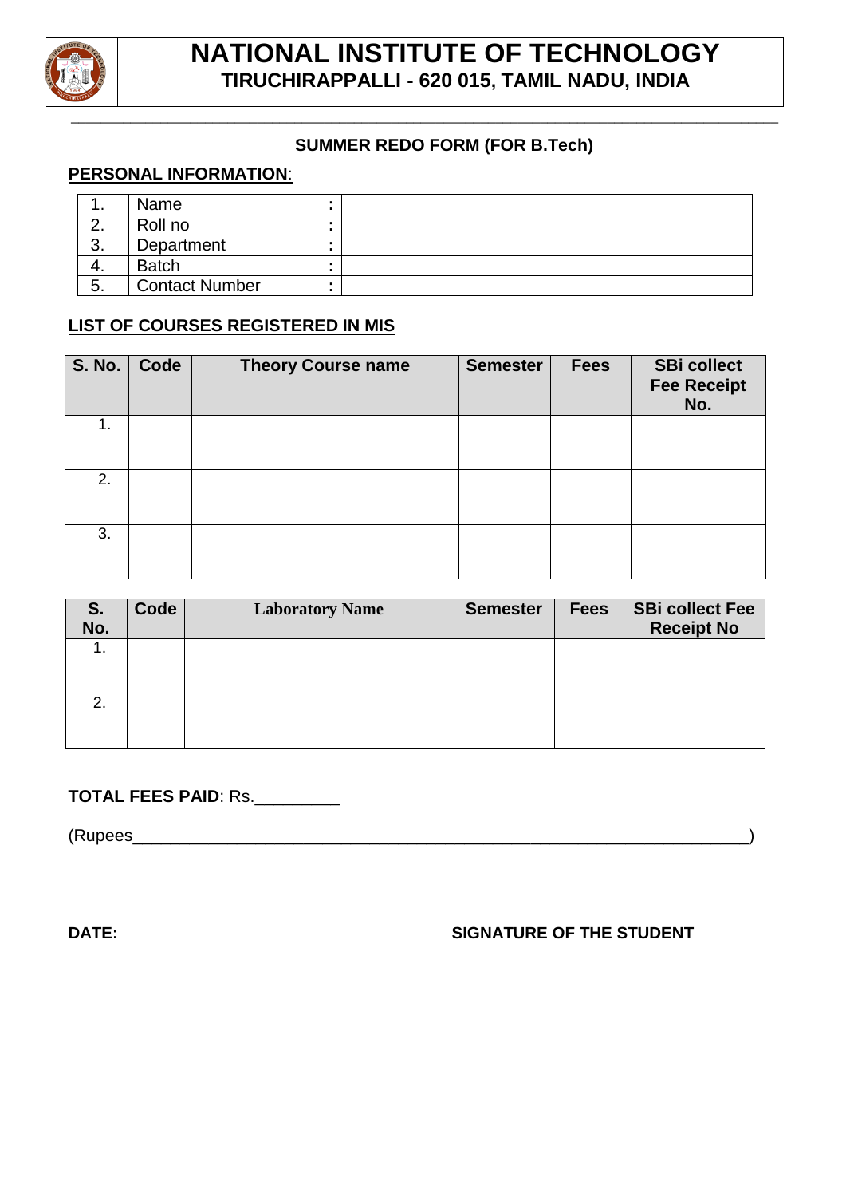# NATIONAL INSTITUTE OF TECHNOLOGY

## TIRUCHIRAPPALLI - 620 015, TAMIL NADU, INDIA

### SUMMER REDO FORM (FOR B.Tech)

**PERSONAL INFORMATION**:

| | | | |
|---|---|---|---|
| 1. | Name | : | |
| 2. | Roll no | : | |
| 3. | Department | : | |
| 4. | Batch | : | |
| 5. | Contact Number | : | |

**LIST OF COURSES REGISTERED IN MIS**

| S. No. | Code | Theory Course name | Semester | Fees | SBi collect Fee Receipt No. |
|---|---|---|---|---|---|
| 1. | | | | | |
| 2. | | | | | |
| 3. | | | | | |

| S. No. | Code | Laboratory Name | Semester | Fees | SBi collect Fee Receipt No |
|---|---|---|---|---|---|
| 1. | | | | | |
| 2. | | | | | |

**TOTAL FEES PAID**: Rs._________

(Rupees_____________________________________________________________________)

**DATE:** **SIGNATURE OF THE STUDENT**